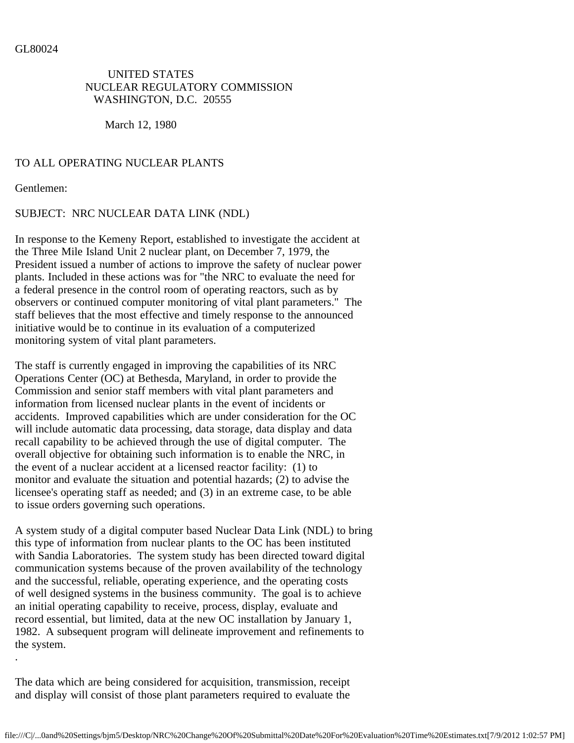GL80024

UNITED STATES
NUCLEAR REGULATORY COMMISSION
WASHINGTON, D.C. 20555

March 12, 1980

TO ALL OPERATING NUCLEAR PLANTS

Gentlemen:

SUBJECT: NRC NUCLEAR DATA LINK (NDL)

In response to the Kemeny Report, established to investigate the accident at the Three Mile Island Unit 2 nuclear plant, on December 7, 1979, the President issued a number of actions to improve the safety of nuclear power plants. Included in these actions was for "the NRC to evaluate the need for a federal presence in the control room of operating reactors, such as by observers or continued computer monitoring of vital plant parameters." The staff believes that the most effective and timely response to the announced initiative would be to continue in its evaluation of a computerized monitoring system of vital plant parameters.

The staff is currently engaged in improving the capabilities of its NRC Operations Center (OC) at Bethesda, Maryland, in order to provide the Commission and senior staff members with vital plant parameters and information from licensed nuclear plants in the event of incidents or accidents. Improved capabilities which are under consideration for the OC will include automatic data processing, data storage, data display and data recall capability to be achieved through the use of digital computer. The overall objective for obtaining such information is to enable the NRC, in the event of a nuclear accident at a licensed reactor facility: (1) to monitor and evaluate the situation and potential hazards; (2) to advise the licensee's operating staff as needed; and (3) in an extreme case, to be able to issue orders governing such operations.

A system study of a digital computer based Nuclear Data Link (NDL) to bring this type of information from nuclear plants to the OC has been instituted with Sandia Laboratories. The system study has been directed toward digital communication systems because of the proven availability of the technology and the successful, reliable, operating experience, and the operating costs of well designed systems in the business community. The goal is to achieve an initial operating capability to receive, process, display, evaluate and record essential, but limited, data at the new OC installation by January 1, 1982. A subsequent program will delineate improvement and refinements to the system.

.

The data which are being considered for acquisition, transmission, receipt and display will consist of those plant parameters required to evaluate the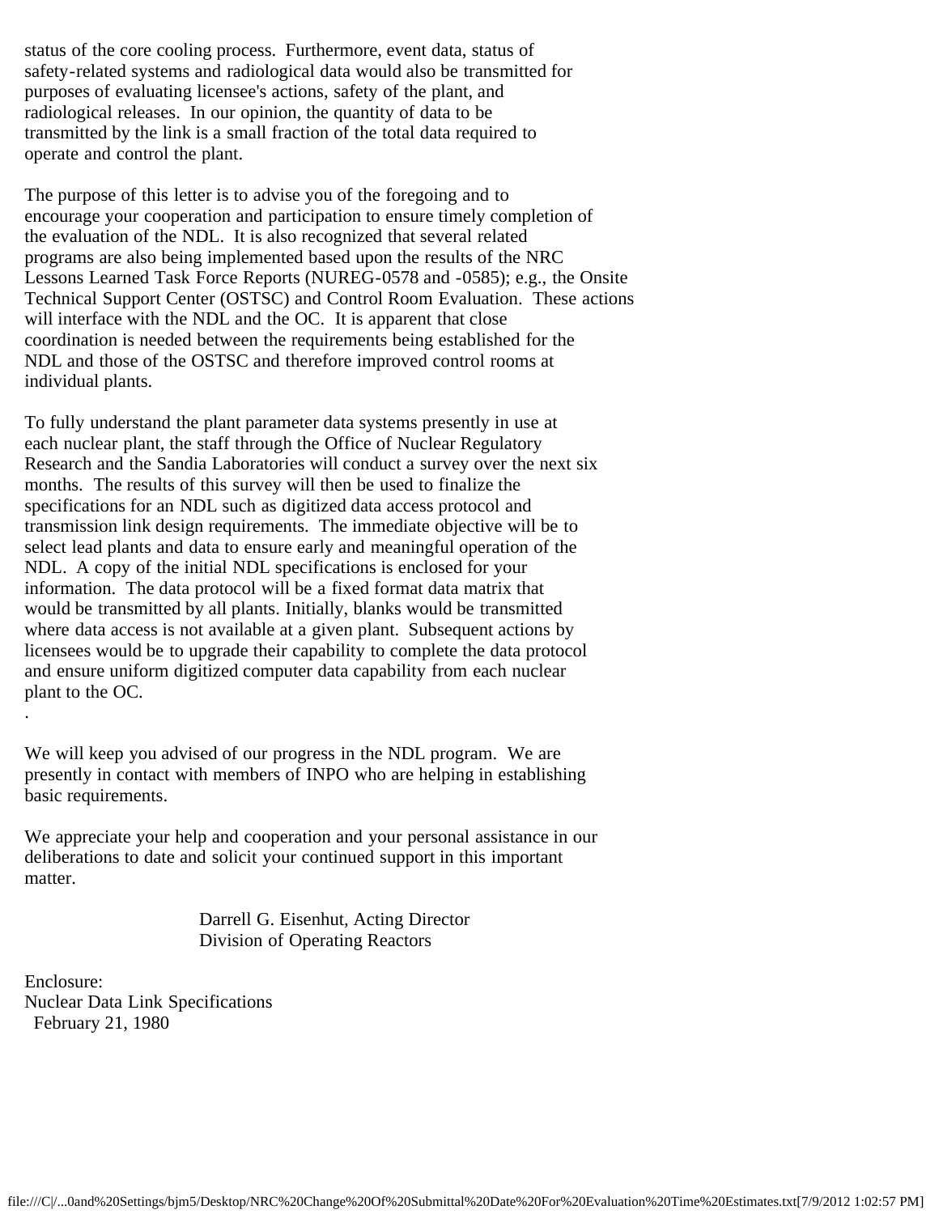status of the core cooling process. Furthermore, event data, status of safety-related systems and radiological data would also be transmitted for purposes of evaluating licensee's actions, safety of the plant, and radiological releases. In our opinion, the quantity of data to be transmitted by the link is a small fraction of the total data required to operate and control the plant.

The purpose of this letter is to advise you of the foregoing and to encourage your cooperation and participation to ensure timely completion of the evaluation of the NDL. It is also recognized that several related programs are also being implemented based upon the results of the NRC Lessons Learned Task Force Reports (NUREG-0578 and -0585); e.g., the Onsite Technical Support Center (OSTSC) and Control Room Evaluation. These actions will interface with the NDL and the OC. It is apparent that close coordination is needed between the requirements being established for the NDL and those of the OSTSC and therefore improved control rooms at individual plants.

To fully understand the plant parameter data systems presently in use at each nuclear plant, the staff through the Office of Nuclear Regulatory Research and the Sandia Laboratories will conduct a survey over the next six months. The results of this survey will then be used to finalize the specifications for an NDL such as digitized data access protocol and transmission link design requirements. The immediate objective will be to select lead plants and data to ensure early and meaningful operation of the NDL. A copy of the initial NDL specifications is enclosed for your information. The data protocol will be a fixed format data matrix that would be transmitted by all plants. Initially, blanks would be transmitted where data access is not available at a given plant. Subsequent actions by licensees would be to upgrade their capability to complete the data protocol and ensure uniform digitized computer data capability from each nuclear plant to the OC.
.

We will keep you advised of our progress in the NDL program. We are presently in contact with members of INPO who are helping in establishing basic requirements.

We appreciate your help and cooperation and your personal assistance in our deliberations to date and solicit your continued support in this important matter.

Darrell G. Eisenhut, Acting Director
Division of Operating Reactors

Enclosure:
Nuclear Data Link Specifications
February 21, 1980